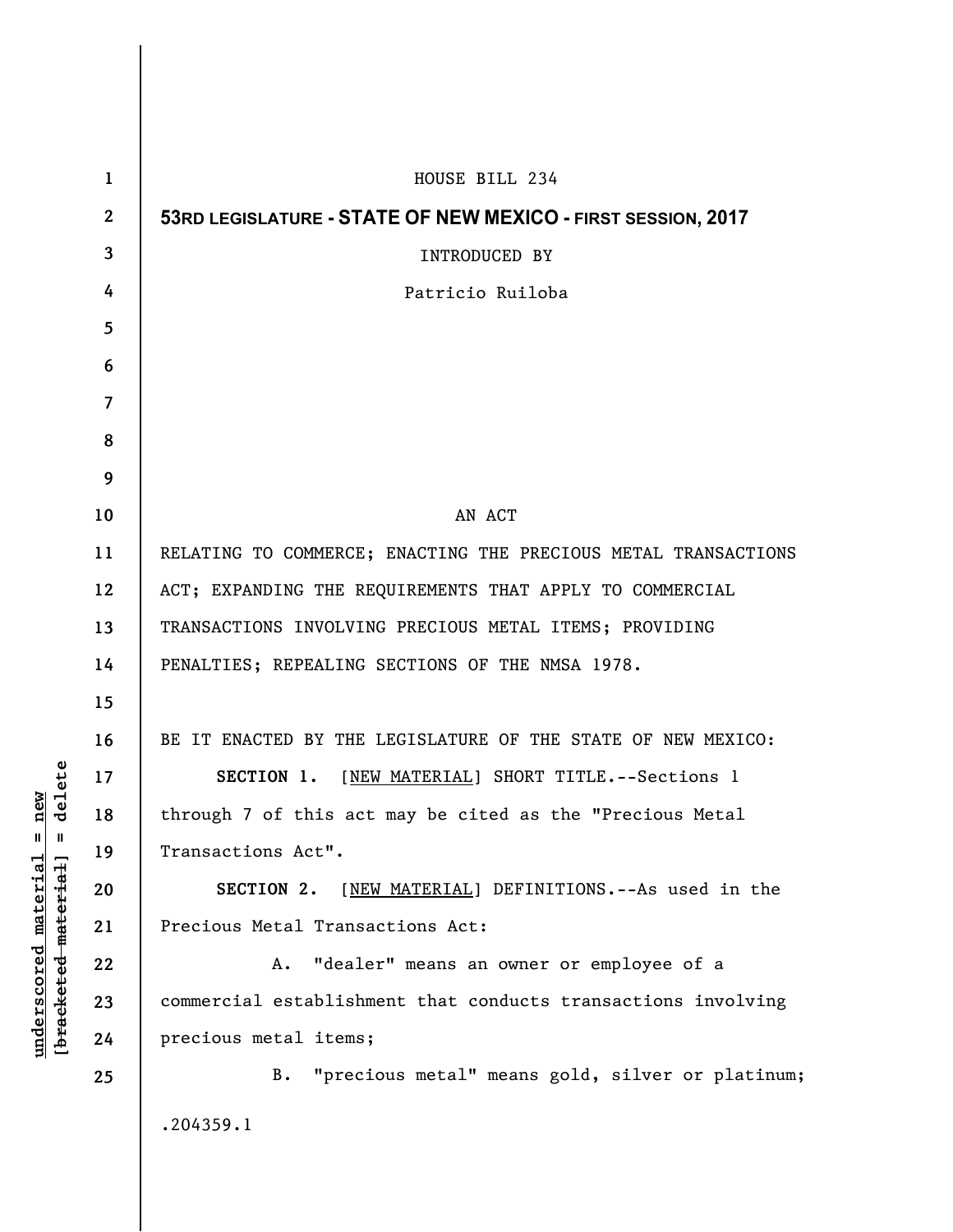HOUSE BILL 234

**53RD LEGISLATURE - STATE OF NEW MEXICO - FIRST SESSION, 2017**

INTRODUCED BY

Patricio Ruiloba

AN ACT

RELATING TO COMMERCE; ENACTING THE PRECIOUS METAL TRANSACTIONS ACT; EXPANDING THE REQUIREMENTS THAT APPLY TO COMMERCIAL TRANSACTIONS INVOLVING PRECIOUS METAL ITEMS; PROVIDING PENALTIES; REPEALING SECTIONS OF THE NMSA 1978.

BE IT ENACTED BY THE LEGISLATURE OF THE STATE OF NEW MEXICO:

**SECTION 1.** [NEW MATERIAL] SHORT TITLE.--Sections 1 through 7 of this act may be cited as the "Precious Metal Transactions Act".

**SECTION 2.** [NEW MATERIAL] DEFINITIONS.--As used in the Precious Metal Transactions Act:

A. "dealer" means an owner or employee of a commercial establishment that conducts transactions involving precious metal items;

B. "precious metal" means gold, silver or platinum;

.204359.1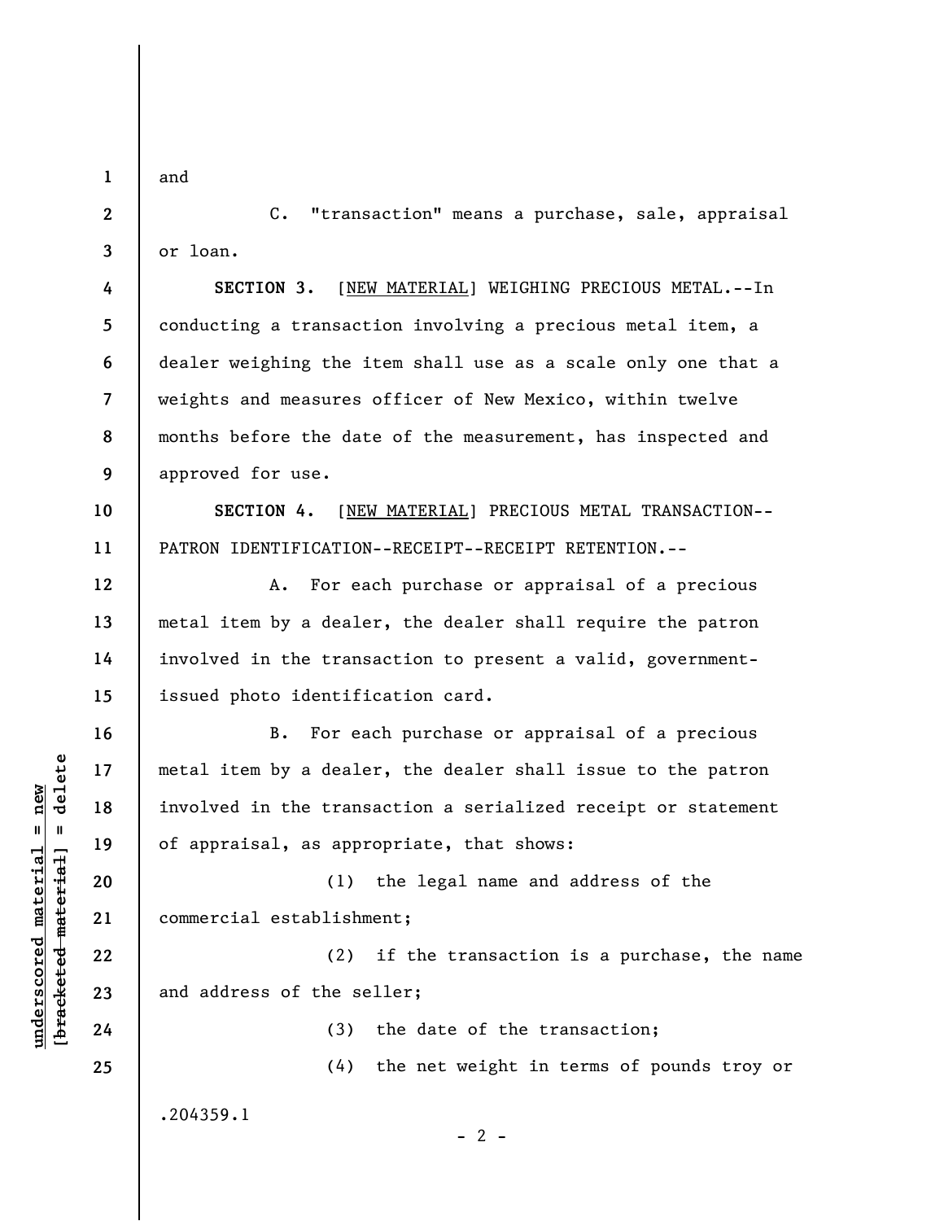and

C. "transaction" means a purchase, sale, appraisal or loan.

**SECTION 3.** [NEW MATERIAL] WEIGHING PRECIOUS METAL.--In conducting a transaction involving a precious metal item, a dealer weighing the item shall use as a scale only one that a weights and measures officer of New Mexico, within twelve months before the date of the measurement, has inspected and approved for use.

**SECTION 4.** [NEW MATERIAL] PRECIOUS METAL TRANSACTION--PATRON IDENTIFICATION--RECEIPT--RECEIPT RETENTION.--

A. For each purchase or appraisal of a precious metal item by a dealer, the dealer shall require the patron involved in the transaction to present a valid, government-issued photo identification card.

B. For each purchase or appraisal of a precious metal item by a dealer, the dealer shall issue to the patron involved in the transaction a serialized receipt or statement of appraisal, as appropriate, that shows:

(1) the legal name and address of the commercial establishment;

(2) if the transaction is a purchase, the name and address of the seller;

(3) the date of the transaction;

(4) the net weight in terms of pounds troy or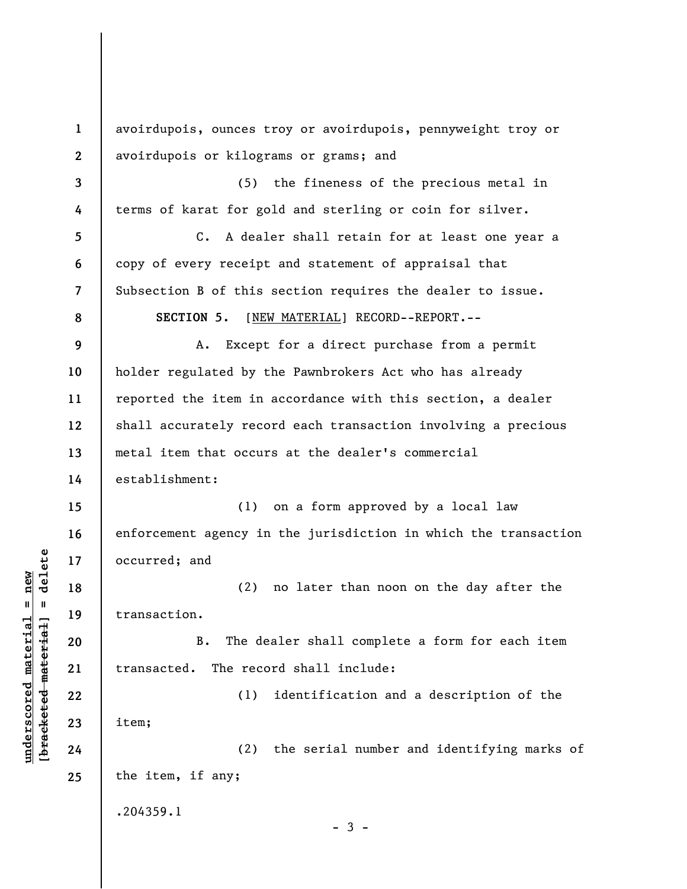avoirdupois, ounces troy or avoirdupois, pennyweight troy or avoirdupois or kilograms or grams; and

(5) the fineness of the precious metal in terms of karat for gold and sterling or coin for silver.

C. A dealer shall retain for at least one year a copy of every receipt and statement of appraisal that Subsection B of this section requires the dealer to issue.

**SECTION 5.** [NEW MATERIAL] RECORD--REPORT.--

A. Except for a direct purchase from a permit holder regulated by the Pawnbrokers Act who has already reported the item in accordance with this section, a dealer shall accurately record each transaction involving a precious metal item that occurs at the dealer's commercial establishment:

(1) on a form approved by a local law enforcement agency in the jurisdiction in which the transaction occurred; and

(2) no later than noon on the day after the transaction.

B. The dealer shall complete a form for each item transacted. The record shall include:

(1) identification and a description of the item;

(2) the serial number and identifying marks of the item, if any;

.204359.1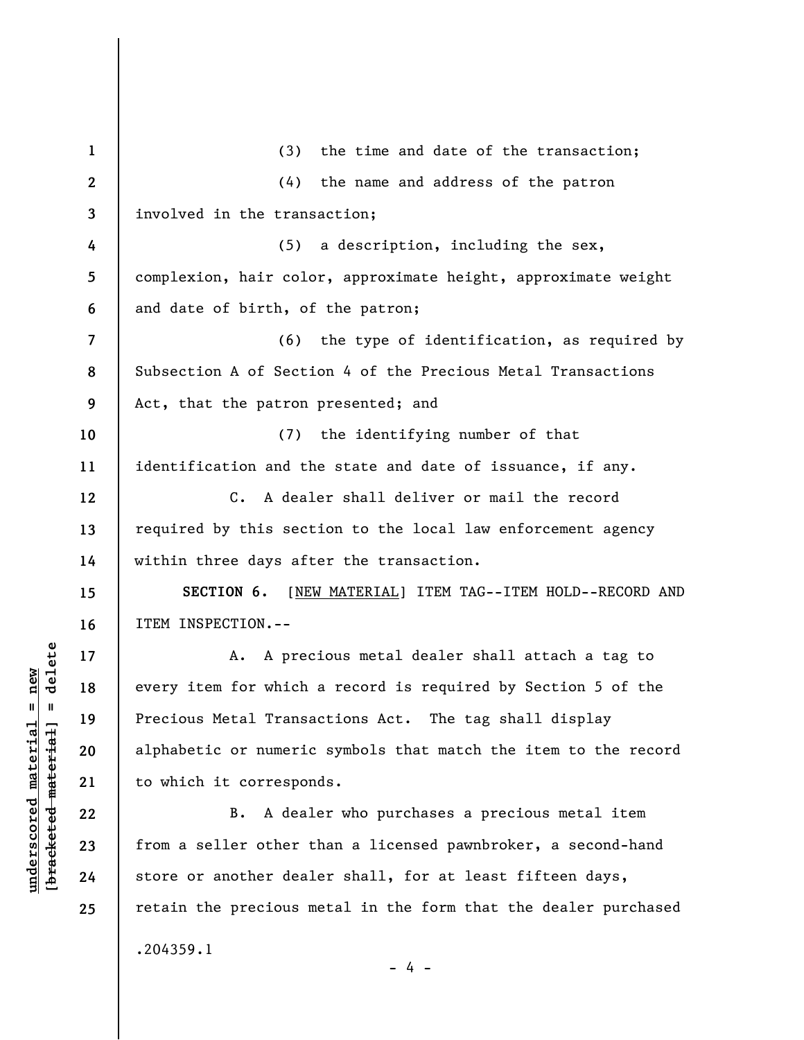(3) the time and date of the transaction;

(4) the name and address of the patron involved in the transaction;

(5) a description, including the sex, complexion, hair color, approximate height, approximate weight and date of birth, of the patron;

(6) the type of identification, as required by Subsection A of Section 4 of the Precious Metal Transactions Act, that the patron presented; and

(7) the identifying number of that identification and the state and date of issuance, if any.

C. A dealer shall deliver or mail the record required by this section to the local law enforcement agency within three days after the transaction.

**SECTION 6.** [NEW MATERIAL] ITEM TAG--ITEM HOLD--RECORD AND ITEM INSPECTION.--

A. A precious metal dealer shall attach a tag to every item for which a record is required by Section 5 of the Precious Metal Transactions Act. The tag shall display alphabetic or numeric symbols that match the item to the record to which it corresponds.

B. A dealer who purchases a precious metal item from a seller other than a licensed pawnbroker, a second-hand store or another dealer shall, for at least fifteen days, retain the precious metal in the form that the dealer purchased

.204359.1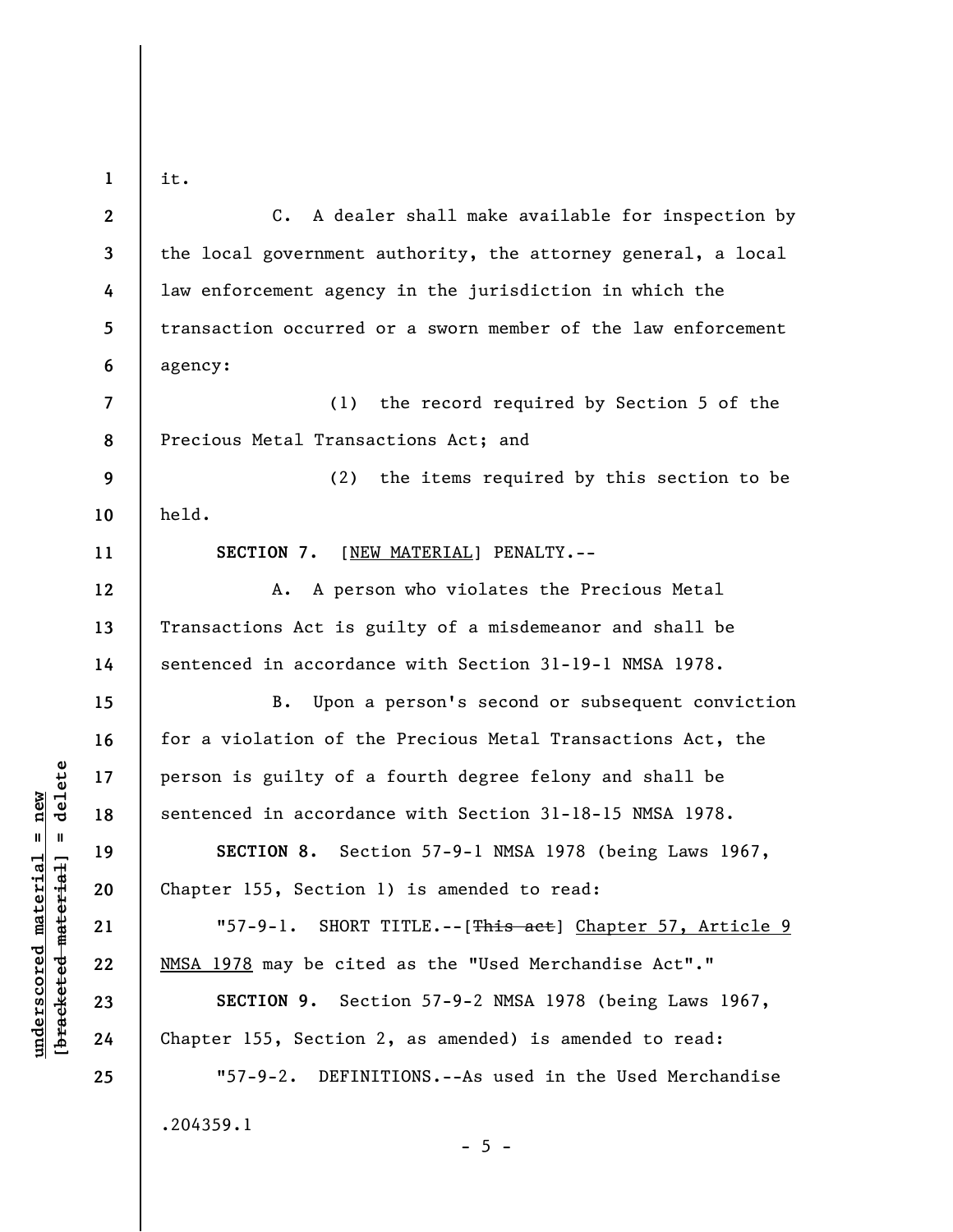it.

C. A dealer shall make available for inspection by the local government authority, the attorney general, a local law enforcement agency in the jurisdiction in which the transaction occurred or a sworn member of the law enforcement agency:

(1) the record required by Section 5 of the Precious Metal Transactions Act; and

(2) the items required by this section to be held.

**SECTION 7.** [NEW MATERIAL] PENALTY.--

A. A person who violates the Precious Metal Transactions Act is guilty of a misdemeanor and shall be sentenced in accordance with Section 31-19-1 NMSA 1978.

B. Upon a person's second or subsequent conviction for a violation of the Precious Metal Transactions Act, the person is guilty of a fourth degree felony and shall be sentenced in accordance with Section 31-18-15 NMSA 1978.

**SECTION 8.** Section 57-9-1 NMSA 1978 (being Laws 1967, Chapter 155, Section 1) is amended to read:

"57-9-1. SHORT TITLE.--[~~This act~~] Chapter 57, Article 9 NMSA 1978 may be cited as the "Used Merchandise Act"."

**SECTION 9.** Section 57-9-2 NMSA 1978 (being Laws 1967, Chapter 155, Section 2, as amended) is amended to read:

"57-9-2. DEFINITIONS.--As used in the Used Merchandise

.204359.1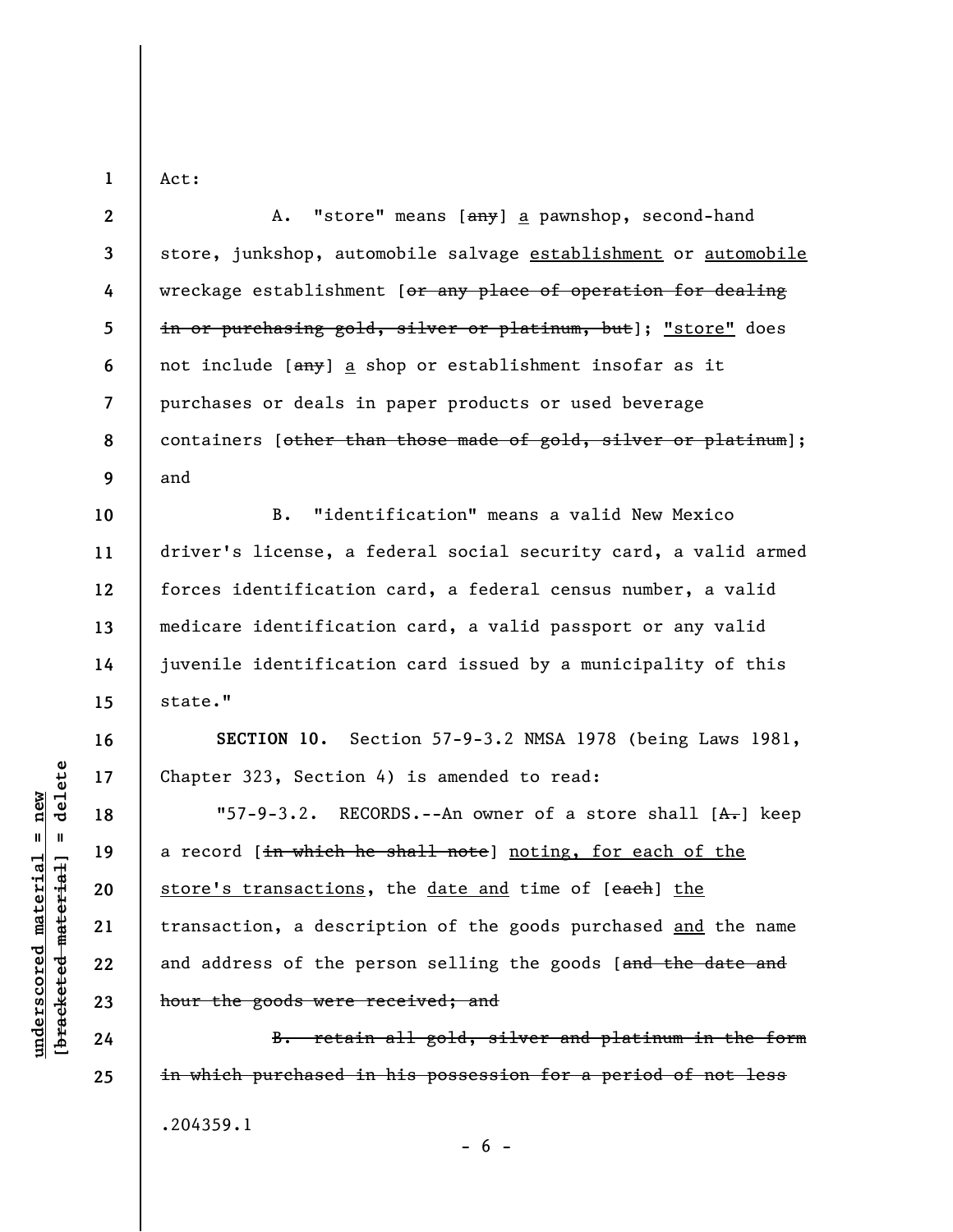Act:

A. "store" means [~~any~~] <u>a</u> pawnshop, second-hand store, junkshop, automobile salvage <u>establishment</u> or <u>automobile</u> wreckage establishment [~~or any place of operation for dealing in or purchasing gold, silver or platinum, but~~]; <u>"store"</u> does not include [~~any~~] <u>a</u> shop or establishment insofar as it purchases or deals in paper products or used beverage containers [~~other than those made of gold, silver or platinum~~]; and

B. "identification" means a valid New Mexico driver's license, a federal social security card, a valid armed forces identification card, a federal census number, a valid medicare identification card, a valid passport or any valid juvenile identification card issued by a municipality of this state."

**SECTION 10.** Section 57-9-3.2 NMSA 1978 (being Laws 1981, Chapter 323, Section 4) is amended to read:

"57-9-3.2. RECORDS.--An owner of a store shall [~~A.~~] keep a record [~~in which he shall note~~] <u>noting, for each of the store's transactions</u>, the <u>date and</u> time of [~~each~~] <u>the</u> transaction, a description of the goods purchased <u>and</u> the name and address of the person selling the goods [~~and the date and hour the goods were received; and~~

~~B. retain all gold, silver and platinum in the form in which purchased in his possession for a period of not less~~

.204359.1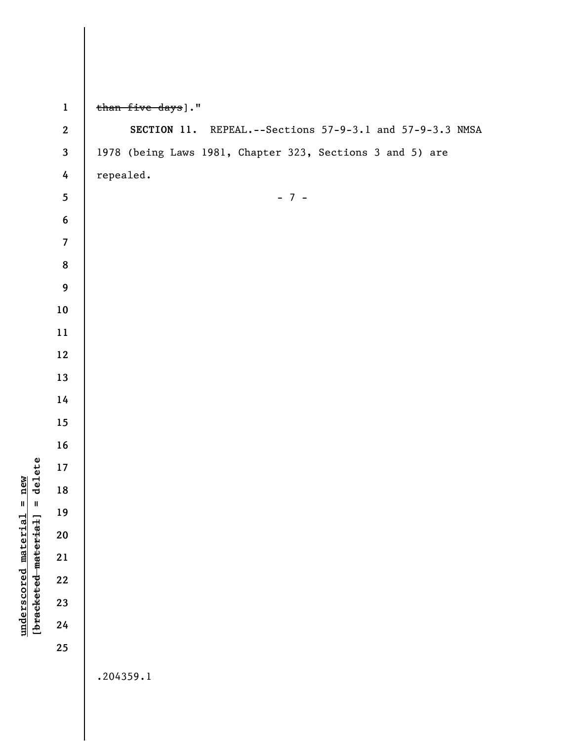~~than five days~~]."

**SECTION 11.** REPEAL.--Sections 57-9-3.1 and 57-9-3.3 NMSA 1978 (being Laws 1981, Chapter 323, Sections 3 and 5) are repealed.

.204359.1